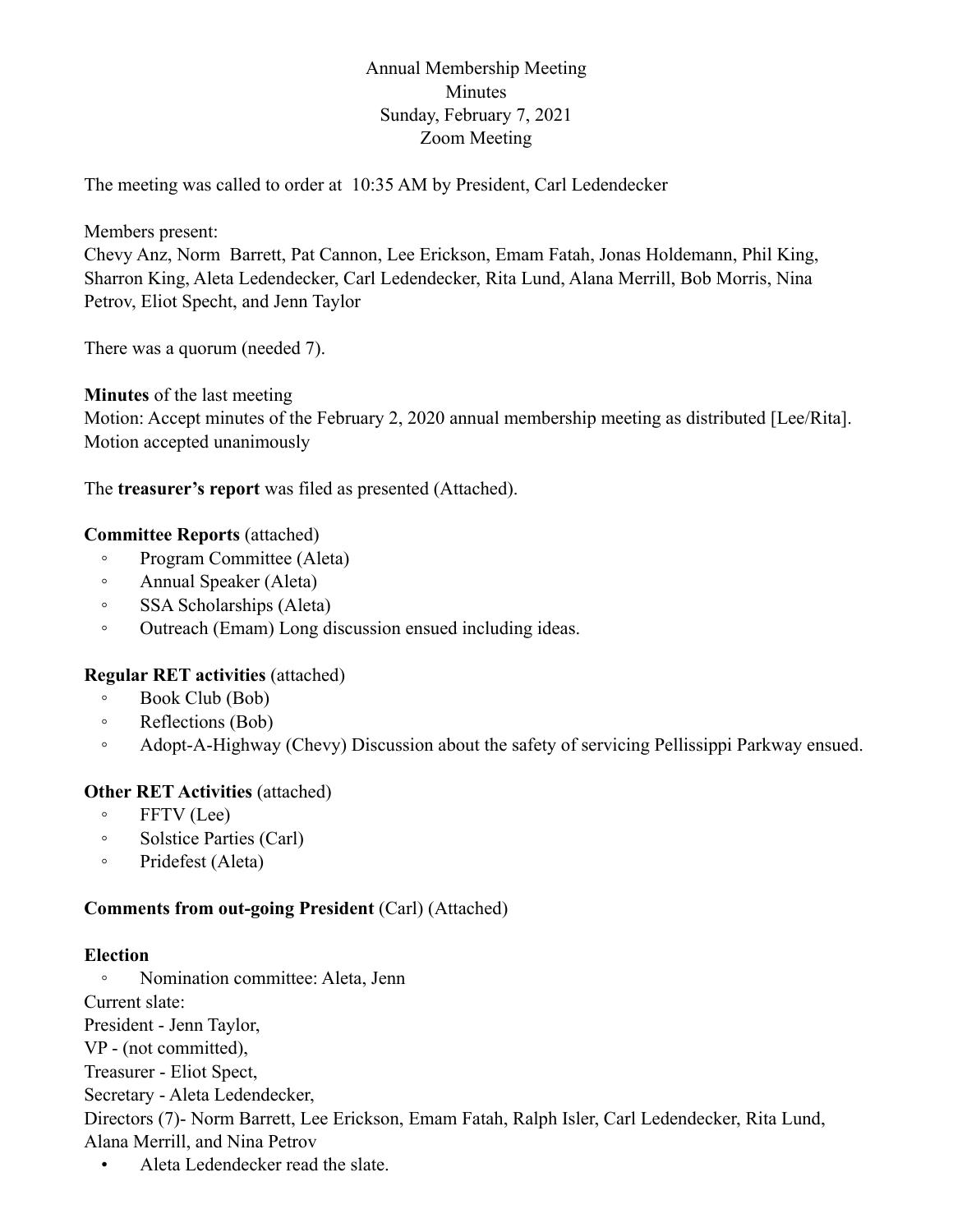Annual Membership Meeting
Minutes
Sunday, February 7, 2021
Zoom Meeting

The meeting was called to order at 10:35 AM by President, Carl Ledendecker

Members present:
Chevy Anz, Norm Barrett, Pat Cannon, Lee Erickson, Emam Fatah, Jonas Holdemann, Phil King, Sharron King, Aleta Ledendecker, Carl Ledendecker, Rita Lund, Alana Merrill, Bob Morris, Nina Petrov, Eliot Specht, and Jenn Taylor

There was a quorum (needed 7).

**Minutes** of the last meeting
Motion: Accept minutes of the February 2, 2020 annual membership meeting as distributed [Lee/Rita].
Motion accepted unanimously

The **treasurer's report** was filed as presented (Attached).

**Committee Reports** (attached)

- Program Committee (Aleta)
- Annual Speaker (Aleta)
- SSA Scholarships (Aleta)
- Outreach (Emam) Long discussion ensued including ideas.

**Regular RET activities** (attached)

- Book Club (Bob)
- Reflections (Bob)
- Adopt-A-Highway (Chevy) Discussion about the safety of servicing Pellissippi Parkway ensued.

**Other RET Activities** (attached)

- FFTV (Lee)
- Solstice Parties (Carl)
- Pridefest (Aleta)

**Comments from out-going President** (Carl) (Attached)

**Election**

- Nomination committee: Aleta, Jenn

Current slate:
President - Jenn Taylor,
VP - (not committed),
Treasurer - Eliot Spect,
Secretary - Aleta Ledendecker,
Directors (7)- Norm Barrett, Lee Erickson, Emam Fatah, Ralph Isler, Carl Ledendecker, Rita Lund, Alana Merrill, and Nina Petrov

- Aleta Ledendecker read the slate.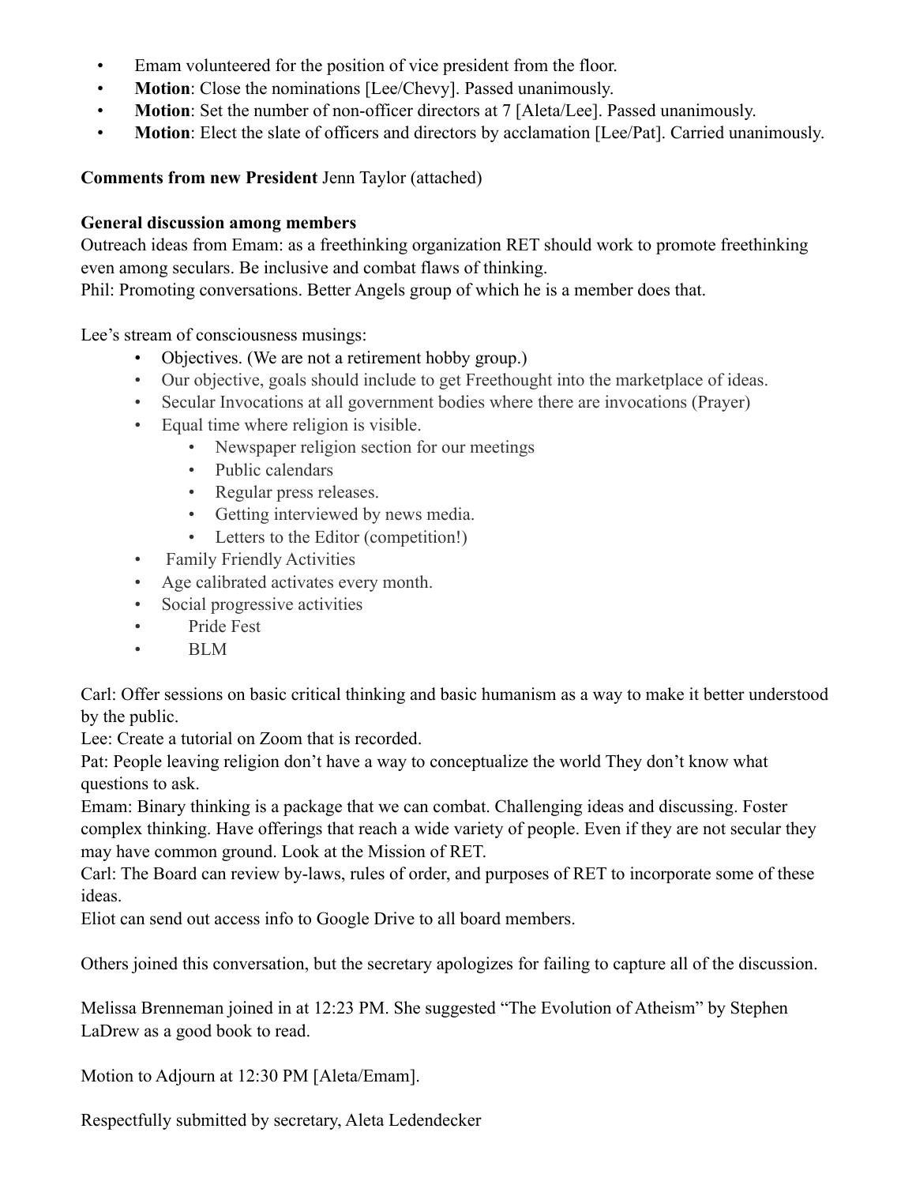- Emam volunteered for the position of vice president from the floor.
- **Motion**: Close the nominations [Lee/Chevy]. Passed unanimously.
- **Motion**: Set the number of non-officer directors at 7 [Aleta/Lee]. Passed unanimously.
- **Motion**: Elect the slate of officers and directors by acclamation [Lee/Pat]. Carried unanimously.

**Comments from new President** Jenn Taylor (attached)

**General discussion among members**

Outreach ideas from Emam: as a freethinking organization RET should work to promote freethinking even among seculars. Be inclusive and combat flaws of thinking.

Phil: Promoting conversations. Better Angels group of which he is a member does that.

Lee's stream of consciousness musings:

- Objectives. (We are not a retirement hobby group.)
- Our objective, goals should include to get Freethought into the marketplace of ideas.
- Secular Invocations at all government bodies where there are invocations (Prayer)
- Equal time where religion is visible.
    - Newspaper religion section for our meetings
    - Public calendars
    - Regular press releases.
    - Getting interviewed by news media.
    - Letters to the Editor (competition!)
- Family Friendly Activities
- Age calibrated activates every month.
- Social progressive activities
- Pride Fest
- BLM

Carl: Offer sessions on basic critical thinking and basic humanism as a way to make it better understood by the public.

Lee: Create a tutorial on Zoom that is recorded.

Pat: People leaving religion don't have a way to conceptualize the world They don't know what questions to ask.

Emam: Binary thinking is a package that we can combat. Challenging ideas and discussing. Foster complex thinking. Have offerings that reach a wide variety of people. Even if they are not secular they may have common ground. Look at the Mission of RET.

Carl: The Board can review by-laws, rules of order, and purposes of RET to incorporate some of these ideas.

Eliot can send out access info to Google Drive to all board members.

Others joined this conversation, but the secretary apologizes for failing to capture all of the discussion.

Melissa Brenneman joined in at 12:23 PM. She suggested "The Evolution of Atheism" by Stephen LaDrew as a good book to read.

Motion to Adjourn at 12:30 PM [Aleta/Emam].

Respectfully submitted by secretary, Aleta Ledendecker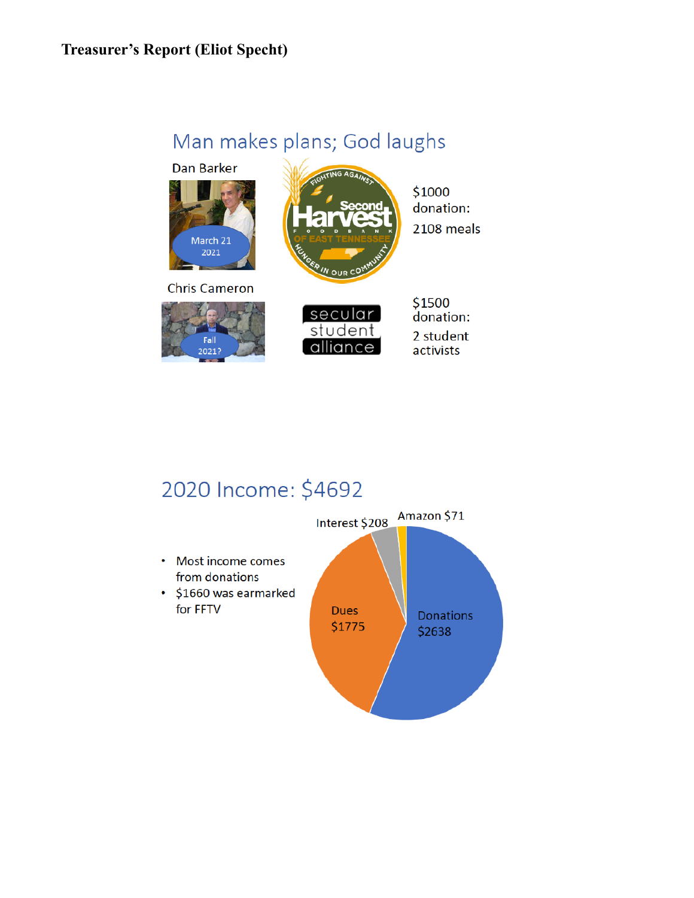**Treasurer's Report (Eliot Specht)**

## Man makes plans; God laughs

Dan Barker

March 21 2021

FIGHTING AGAINST HUNGER IN OUR COMMUNITY — Second Harvest FOOD BANK OF EAST TENNESSEE

$1000 donation:

2108 meals

Chris Cameron

Fall 2021?

secular student alliance

$1500 donation:

2 student activists

## 2020 Income: $4692

- Most income comes from donations
- $1660 was earmarked for FFTV

Interest $208

Amazon $71

Dues $1775

Donations $2638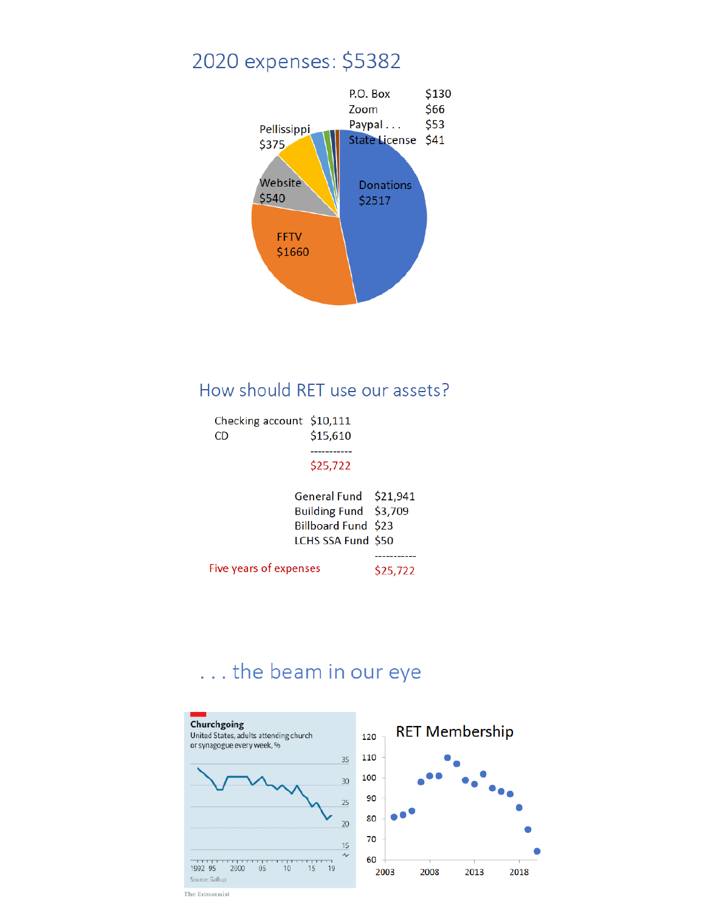## 2020 expenses: $5382

| Item | Amount |
|---|---|
| Donations | $2517 |
| FFTV | $1660 |
| Website | $540 |
| Pellissippi | $375 |
| P.O. Box | $130 |
| Zoom | $66 |
| Paypal . . . | $53 |
| State License | $41 |

## How should RET use our assets?

| | |
|---|---|
| Checking account | $10,111 |
| CD | $15,610 |
| | ----------- |
| | $25,722 |

| | |
|---|---|
| General Fund | $21,941 |
| Building Fund | $3,709 |
| Billboard Fund | $23 |
| LCHS SSA Fund | $50 |
| | ----------- |
| Five years of expenses | $25,722 |

## . . . the beam in our eye

**Churchgoing**

United States, adults attending church or synagogue every week, %

Source: Gallup

The Economist

**RET Membership**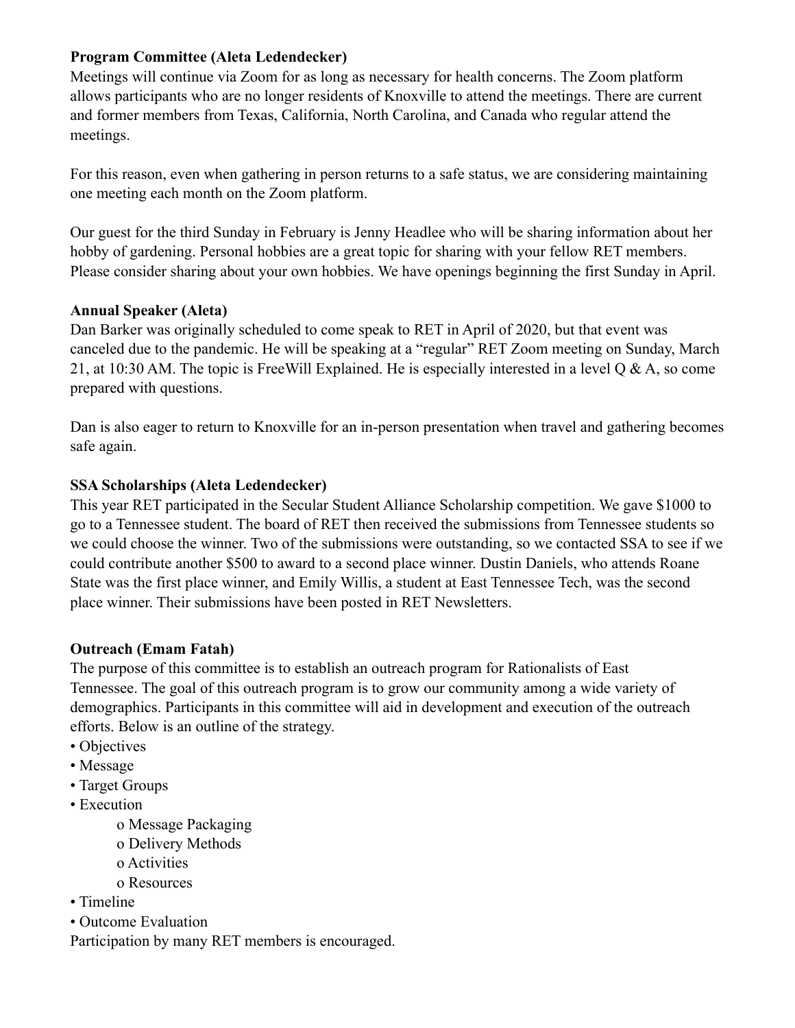**Program Committee (Aleta Ledendecker)**

Meetings will continue via Zoom for as long as necessary for health concerns. The Zoom platform allows participants who are no longer residents of Knoxville to attend the meetings. There are current and former members from Texas, California, North Carolina, and Canada who regular attend the meetings.

For this reason, even when gathering in person returns to a safe status, we are considering maintaining one meeting each month on the Zoom platform.

Our guest for the third Sunday in February is Jenny Headlee who will be sharing information about her hobby of gardening. Personal hobbies are a great topic for sharing with your fellow RET members. Please consider sharing about your own hobbies. We have openings beginning the first Sunday in April.

**Annual Speaker (Aleta)**

Dan Barker was originally scheduled to come speak to RET in April of 2020, but that event was canceled due to the pandemic. He will be speaking at a "regular" RET Zoom meeting on Sunday, March 21, at 10:30 AM. The topic is FreeWill Explained. He is especially interested in a level Q & A, so come prepared with questions.

Dan is also eager to return to Knoxville for an in-person presentation when travel and gathering becomes safe again.

**SSA Scholarships (Aleta Ledendecker)**

This year RET participated in the Secular Student Alliance Scholarship competition. We gave $1000 to go to a Tennessee student. The board of RET then received the submissions from Tennessee students so we could choose the winner. Two of the submissions were outstanding, so we contacted SSA to see if we could contribute another $500 to award to a second place winner. Dustin Daniels, who attends Roane State was the first place winner, and Emily Willis, a student at East Tennessee Tech, was the second place winner. Their submissions have been posted in RET Newsletters.

**Outreach (Emam Fatah)**

The purpose of this committee is to establish an outreach program for Rationalists of East Tennessee. The goal of this outreach program is to grow our community among a wide variety of demographics. Participants in this committee will aid in development and execution of the outreach efforts. Below is an outline of the strategy.

- Objectives
- Message
- Target Groups
- Execution
  - Message Packaging
  - Delivery Methods
  - Activities
  - Resources
- Timeline
- Outcome Evaluation

Participation by many RET members is encouraged.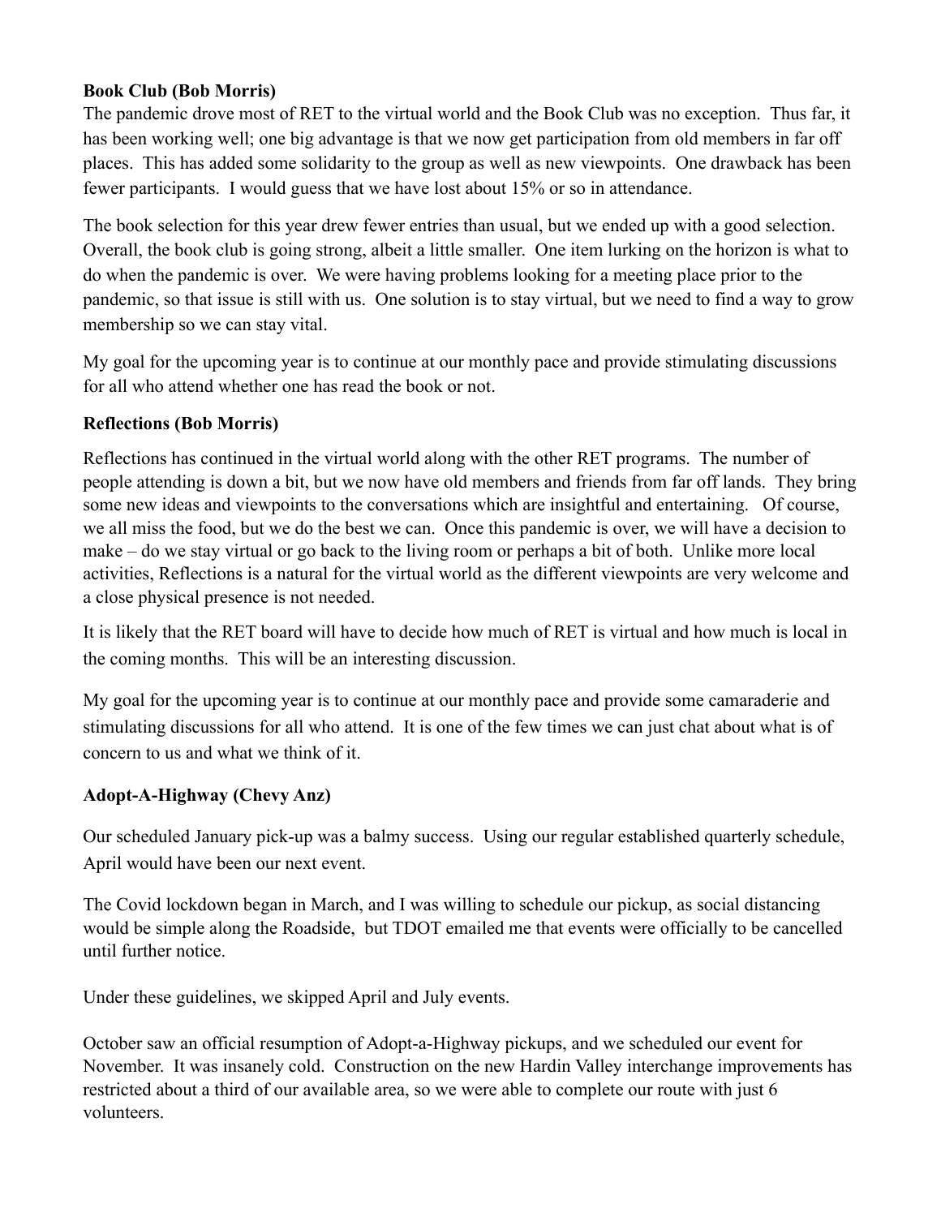**Book Club (Bob Morris)**

The pandemic drove most of RET to the virtual world and the Book Club was no exception. Thus far, it has been working well; one big advantage is that we now get participation from old members in far off places. This has added some solidarity to the group as well as new viewpoints. One drawback has been fewer participants. I would guess that we have lost about 15% or so in attendance.

The book selection for this year drew fewer entries than usual, but we ended up with a good selection. Overall, the book club is going strong, albeit a little smaller. One item lurking on the horizon is what to do when the pandemic is over. We were having problems looking for a meeting place prior to the pandemic, so that issue is still with us. One solution is to stay virtual, but we need to find a way to grow membership so we can stay vital.

My goal for the upcoming year is to continue at our monthly pace and provide stimulating discussions for all who attend whether one has read the book or not.

**Reflections (Bob Morris)**

Reflections has continued in the virtual world along with the other RET programs. The number of people attending is down a bit, but we now have old members and friends from far off lands. They bring some new ideas and viewpoints to the conversations which are insightful and entertaining. Of course, we all miss the food, but we do the best we can. Once this pandemic is over, we will have a decision to make – do we stay virtual or go back to the living room or perhaps a bit of both. Unlike more local activities, Reflections is a natural for the virtual world as the different viewpoints are very welcome and a close physical presence is not needed.

It is likely that the RET board will have to decide how much of RET is virtual and how much is local in the coming months. This will be an interesting discussion.

My goal for the upcoming year is to continue at our monthly pace and provide some camaraderie and stimulating discussions for all who attend. It is one of the few times we can just chat about what is of concern to us and what we think of it.

**Adopt-A-Highway (Chevy Anz)**

Our scheduled January pick-up was a balmy success. Using our regular established quarterly schedule, April would have been our next event.

The Covid lockdown began in March, and I was willing to schedule our pickup, as social distancing would be simple along the Roadside, but TDOT emailed me that events were officially to be cancelled until further notice.

Under these guidelines, we skipped April and July events.

October saw an official resumption of Adopt-a-Highway pickups, and we scheduled our event for November. It was insanely cold. Construction on the new Hardin Valley interchange improvements has restricted about a third of our available area, so we were able to complete our route with just 6 volunteers.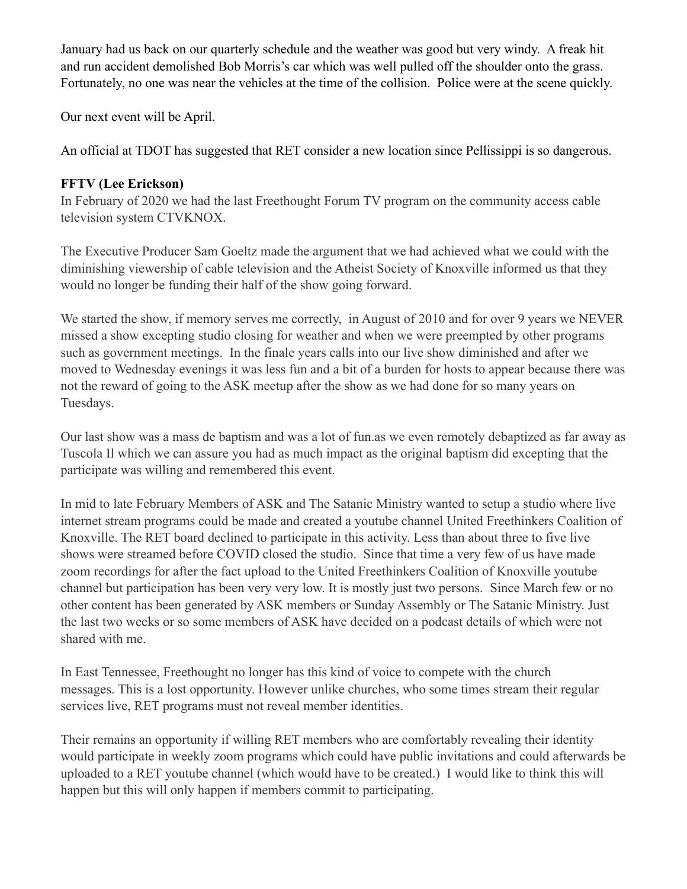January had us back on our quarterly schedule and the weather was good but very windy. A freak hit and run accident demolished Bob Morris's car which was well pulled off the shoulder onto the grass. Fortunately, no one was near the vehicles at the time of the collision. Police were at the scene quickly.

Our next event will be April.

An official at TDOT has suggested that RET consider a new location since Pellissippi is so dangerous.

**FFTV (Lee Erickson)**

In February of 2020 we had the last Freethought Forum TV program on the community access cable television system CTVKNOX.

The Executive Producer Sam Goeltz made the argument that we had achieved what we could with the diminishing viewership of cable television and the Atheist Society of Knoxville informed us that they would no longer be funding their half of the show going forward.

We started the show, if memory serves me correctly, in August of 2010 and for over 9 years we NEVER missed a show excepting studio closing for weather and when we were preempted by other programs such as government meetings. In the finale years calls into our live show diminished and after we moved to Wednesday evenings it was less fun and a bit of a burden for hosts to appear because there was not the reward of going to the ASK meetup after the show as we had done for so many years on Tuesdays.

Our last show was a mass de baptism and was a lot of fun.as we even remotely debaptized as far away as Tuscola Il which we can assure you had as much impact as the original baptism did excepting that the participate was willing and remembered this event.

In mid to late February Members of ASK and The Satanic Ministry wanted to setup a studio where live internet stream programs could be made and created a youtube channel United Freethinkers Coalition of Knoxville. The RET board declined to participate in this activity. Less than about three to five live shows were streamed before COVID closed the studio. Since that time a very few of us have made zoom recordings for after the fact upload to the United Freethinkers Coalition of Knoxville youtube channel but participation has been very very low. It is mostly just two persons. Since March few or no other content has been generated by ASK members or Sunday Assembly or The Satanic Ministry. Just the last two weeks or so some members of ASK have decided on a podcast details of which were not shared with me.

In East Tennessee, Freethought no longer has this kind of voice to compete with the church messages. This is a lost opportunity. However unlike churches, who some times stream their regular services live, RET programs must not reveal member identities.

Their remains an opportunity if willing RET members who are comfortably revealing their identity would participate in weekly zoom programs which could have public invitations and could afterwards be uploaded to a RET youtube channel (which would have to be created.) I would like to think this will happen but this will only happen if members commit to participating.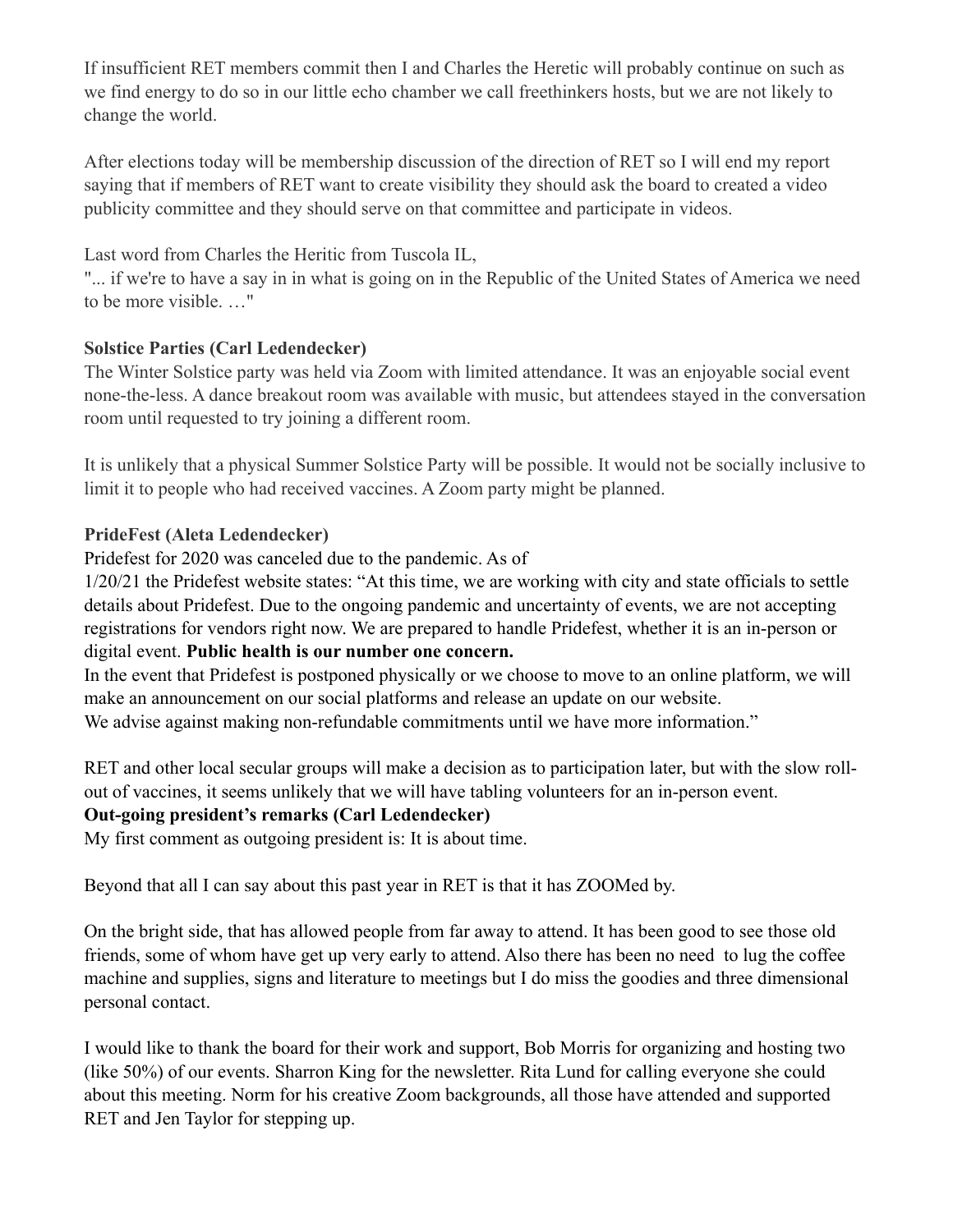If insufficient RET members commit then I and Charles the Heretic will probably continue on such as we find energy to do so in our little echo chamber we call freethinkers hosts, but we are not likely to change the world.

After elections today will be membership discussion of the direction of RET so I will end my report saying that if members of RET want to create visibility they should ask the board to created a video publicity committee and they should serve on that committee and participate in videos.

Last word from Charles the Heritic from Tuscola IL,
"... if we're to have a say in in what is going on in the Republic of the United States of America we need to be more visible. …"

**Solstice Parties (Carl Ledendecker)**
The Winter Solstice party was held via Zoom with limited attendance. It was an enjoyable social event none-the-less. A dance breakout room was available with music, but attendees stayed in the conversation room until requested to try joining a different room.

It is unlikely that a physical Summer Solstice Party will be possible. It would not be socially inclusive to limit it to people who had received vaccines. A Zoom party might be planned.

**PrideFest (Aleta Ledendecker)**
Pridefest for 2020 was canceled due to the pandemic. As of
1/20/21 the Pridefest website states: "At this time, we are working with city and state officials to settle details about Pridefest. Due to the ongoing pandemic and uncertainty of events, we are not accepting registrations for vendors right now. We are prepared to handle Pridefest, whether it is an in-person or digital event. **Public health is our number one concern.**
In the event that Pridefest is postponed physically or we choose to move to an online platform, we will make an announcement on our social platforms and release an update on our website.
We advise against making non-refundable commitments until we have more information."

RET and other local secular groups will make a decision as to participation later, but with the slow roll-out of vaccines, it seems unlikely that we will have tabling volunteers for an in-person event.

**Out-going president's remarks (Carl Ledendecker)**
My first comment as outgoing president is: It is about time.

Beyond that all I can say about this past year in RET is that it has ZOOMed by.

On the bright side, that has allowed people from far away to attend. It has been good to see those old friends, some of whom have get up very early to attend. Also there has been no need to lug the coffee machine and supplies, signs and literature to meetings but I do miss the goodies and three dimensional personal contact.

I would like to thank the board for their work and support, Bob Morris for organizing and hosting two (like 50%) of our events. Sharron King for the newsletter. Rita Lund for calling everyone she could about this meeting. Norm for his creative Zoom backgrounds, all those have attended and supported RET and Jen Taylor for stepping up.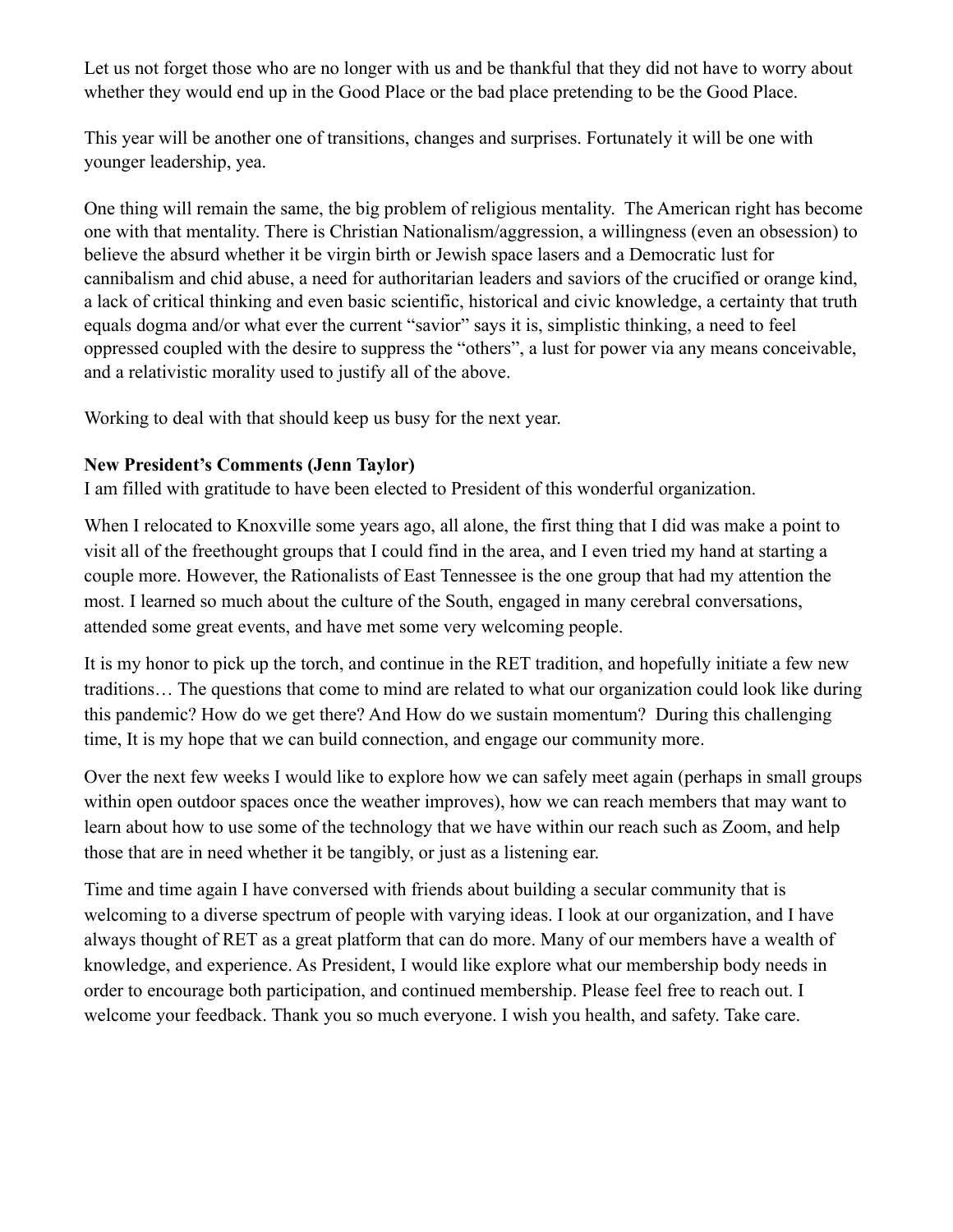Let us not forget those who are no longer with us and be thankful that they did not have to worry about whether they would end up in the Good Place or the bad place pretending to be the Good Place.

This year will be another one of transitions, changes and surprises. Fortunately it will be one with younger leadership, yea.

One thing will remain the same, the big problem of religious mentality. The American right has become one with that mentality. There is Christian Nationalism/aggression, a willingness (even an obsession) to believe the absurd whether it be virgin birth or Jewish space lasers and a Democratic lust for cannibalism and chid abuse, a need for authoritarian leaders and saviors of the crucified or orange kind, a lack of critical thinking and even basic scientific, historical and civic knowledge, a certainty that truth equals dogma and/or what ever the current "savior" says it is, simplistic thinking, a need to feel oppressed coupled with the desire to suppress the "others", a lust for power via any means conceivable, and a relativistic morality used to justify all of the above.

Working to deal with that should keep us busy for the next year.

**New President's Comments (Jenn Taylor)**

I am filled with gratitude to have been elected to President of this wonderful organization.

When I relocated to Knoxville some years ago, all alone, the first thing that I did was make a point to visit all of the freethought groups that I could find in the area, and I even tried my hand at starting a couple more. However, the Rationalists of East Tennessee is the one group that had my attention the most. I learned so much about the culture of the South, engaged in many cerebral conversations, attended some great events, and have met some very welcoming people.

It is my honor to pick up the torch, and continue in the RET tradition, and hopefully initiate a few new traditions… The questions that come to mind are related to what our organization could look like during this pandemic? How do we get there? And How do we sustain momentum? During this challenging time, It is my hope that we can build connection, and engage our community more.

Over the next few weeks I would like to explore how we can safely meet again (perhaps in small groups within open outdoor spaces once the weather improves), how we can reach members that may want to learn about how to use some of the technology that we have within our reach such as Zoom, and help those that are in need whether it be tangibly, or just as a listening ear.

Time and time again I have conversed with friends about building a secular community that is welcoming to a diverse spectrum of people with varying ideas. I look at our organization, and I have always thought of RET as a great platform that can do more. Many of our members have a wealth of knowledge, and experience. As President, I would like explore what our membership body needs in order to encourage both participation, and continued membership. Please feel free to reach out. I welcome your feedback. Thank you so much everyone. I wish you health, and safety. Take care.